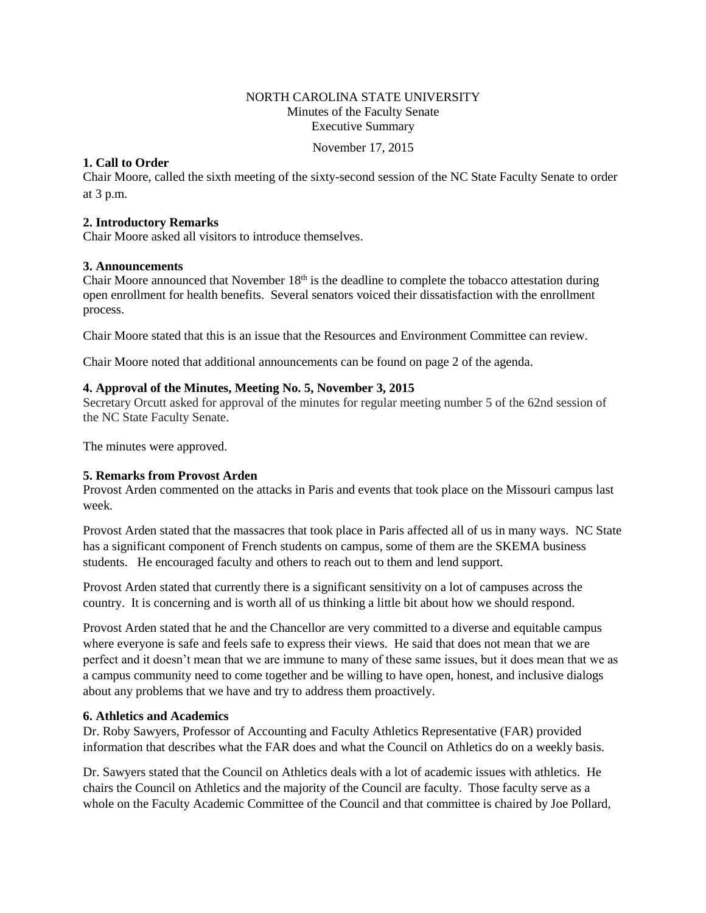NORTH CAROLINA STATE UNIVERSITY
Minutes of the Faculty Senate
Executive Summary

November 17, 2015

**1. Call to Order**
Chair Moore, called the sixth meeting of the sixty-second session of the NC State Faculty Senate to order at 3 p.m.

**2. Introductory Remarks**
Chair Moore asked all visitors to introduce themselves.

**3. Announcements**
Chair Moore announced that November 18th is the deadline to complete the tobacco attestation during open enrollment for health benefits. Several senators voiced their dissatisfaction with the enrollment process.

Chair Moore stated that this is an issue that the Resources and Environment Committee can review.

Chair Moore noted that additional announcements can be found on page 2 of the agenda.

**4. Approval of the Minutes, Meeting No. 5, November 3, 2015**
Secretary Orcutt asked for approval of the minutes for regular meeting number 5 of the 62nd session of the NC State Faculty Senate.

The minutes were approved.

**5. Remarks from Provost Arden**
Provost Arden commented on the attacks in Paris and events that took place on the Missouri campus last week.

Provost Arden stated that the massacres that took place in Paris affected all of us in many ways. NC State has a significant component of French students on campus, some of them are the SKEMA business students. He encouraged faculty and others to reach out to them and lend support.

Provost Arden stated that currently there is a significant sensitivity on a lot of campuses across the country. It is concerning and is worth all of us thinking a little bit about how we should respond.

Provost Arden stated that he and the Chancellor are very committed to a diverse and equitable campus where everyone is safe and feels safe to express their views. He said that does not mean that we are perfect and it doesn't mean that we are immune to many of these same issues, but it does mean that we as a campus community need to come together and be willing to have open, honest, and inclusive dialogs about any problems that we have and try to address them proactively.

**6. Athletics and Academics**
Dr. Roby Sawyers, Professor of Accounting and Faculty Athletics Representative (FAR) provided information that describes what the FAR does and what the Council on Athletics do on a weekly basis.

Dr. Sawyers stated that the Council on Athletics deals with a lot of academic issues with athletics. He chairs the Council on Athletics and the majority of the Council are faculty. Those faculty serve as a whole on the Faculty Academic Committee of the Council and that committee is chaired by Joe Pollard,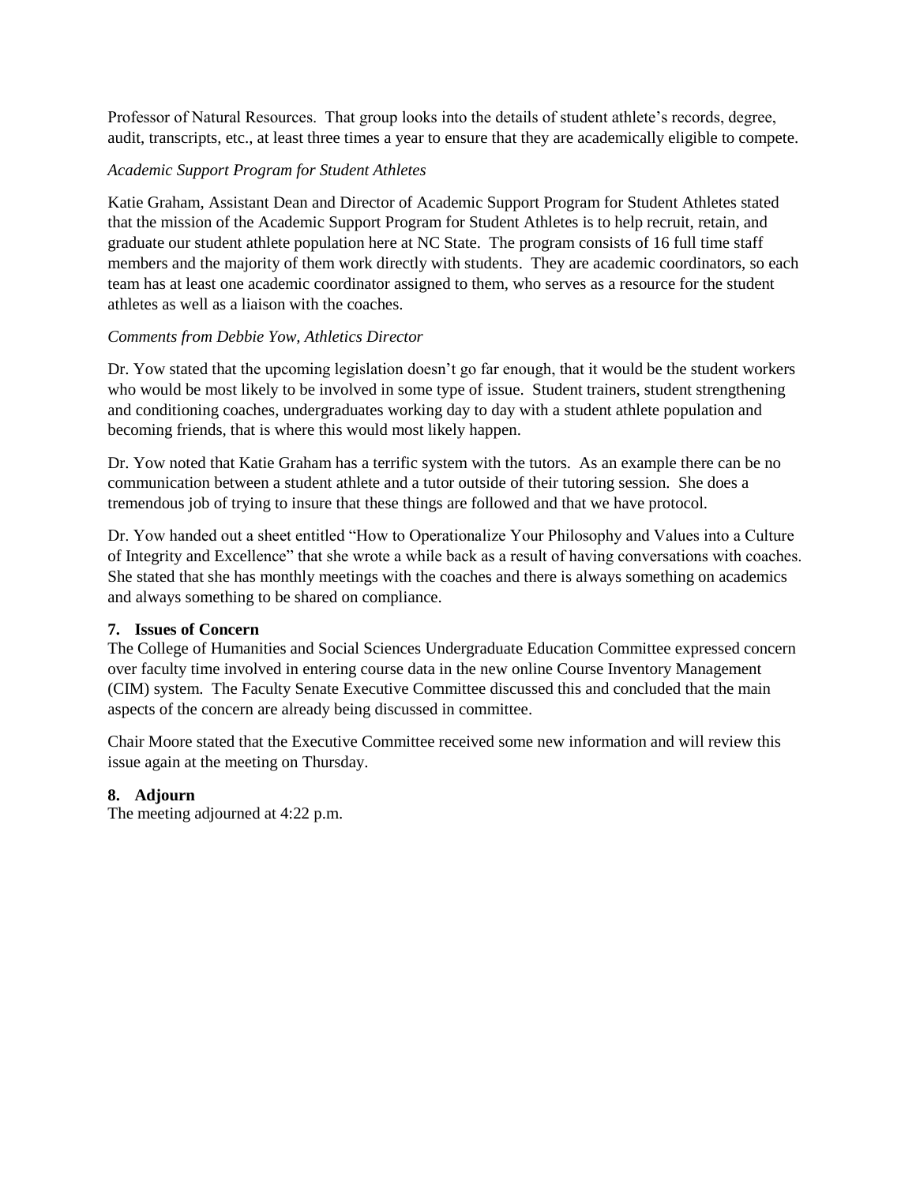Professor of Natural Resources. That group looks into the details of student athlete's records, degree, audit, transcripts, etc., at least three times a year to ensure that they are academically eligible to compete.

*Academic Support Program for Student Athletes*

Katie Graham, Assistant Dean and Director of Academic Support Program for Student Athletes stated that the mission of the Academic Support Program for Student Athletes is to help recruit, retain, and graduate our student athlete population here at NC State. The program consists of 16 full time staff members and the majority of them work directly with students. They are academic coordinators, so each team has at least one academic coordinator assigned to them, who serves as a resource for the student athletes as well as a liaison with the coaches.

*Comments from Debbie Yow, Athletics Director*

Dr. Yow stated that the upcoming legislation doesn't go far enough, that it would be the student workers who would be most likely to be involved in some type of issue. Student trainers, student strengthening and conditioning coaches, undergraduates working day to day with a student athlete population and becoming friends, that is where this would most likely happen.

Dr. Yow noted that Katie Graham has a terrific system with the tutors. As an example there can be no communication between a student athlete and a tutor outside of their tutoring session. She does a tremendous job of trying to insure that these things are followed and that we have protocol.

Dr. Yow handed out a sheet entitled "How to Operationalize Your Philosophy and Values into a Culture of Integrity and Excellence" that she wrote a while back as a result of having conversations with coaches. She stated that she has monthly meetings with the coaches and there is always something on academics and always something to be shared on compliance.

**7. Issues of Concern**

The College of Humanities and Social Sciences Undergraduate Education Committee expressed concern over faculty time involved in entering course data in the new online Course Inventory Management (CIM) system. The Faculty Senate Executive Committee discussed this and concluded that the main aspects of the concern are already being discussed in committee.

Chair Moore stated that the Executive Committee received some new information and will review this issue again at the meeting on Thursday.

**8. Adjourn**

The meeting adjourned at 4:22 p.m.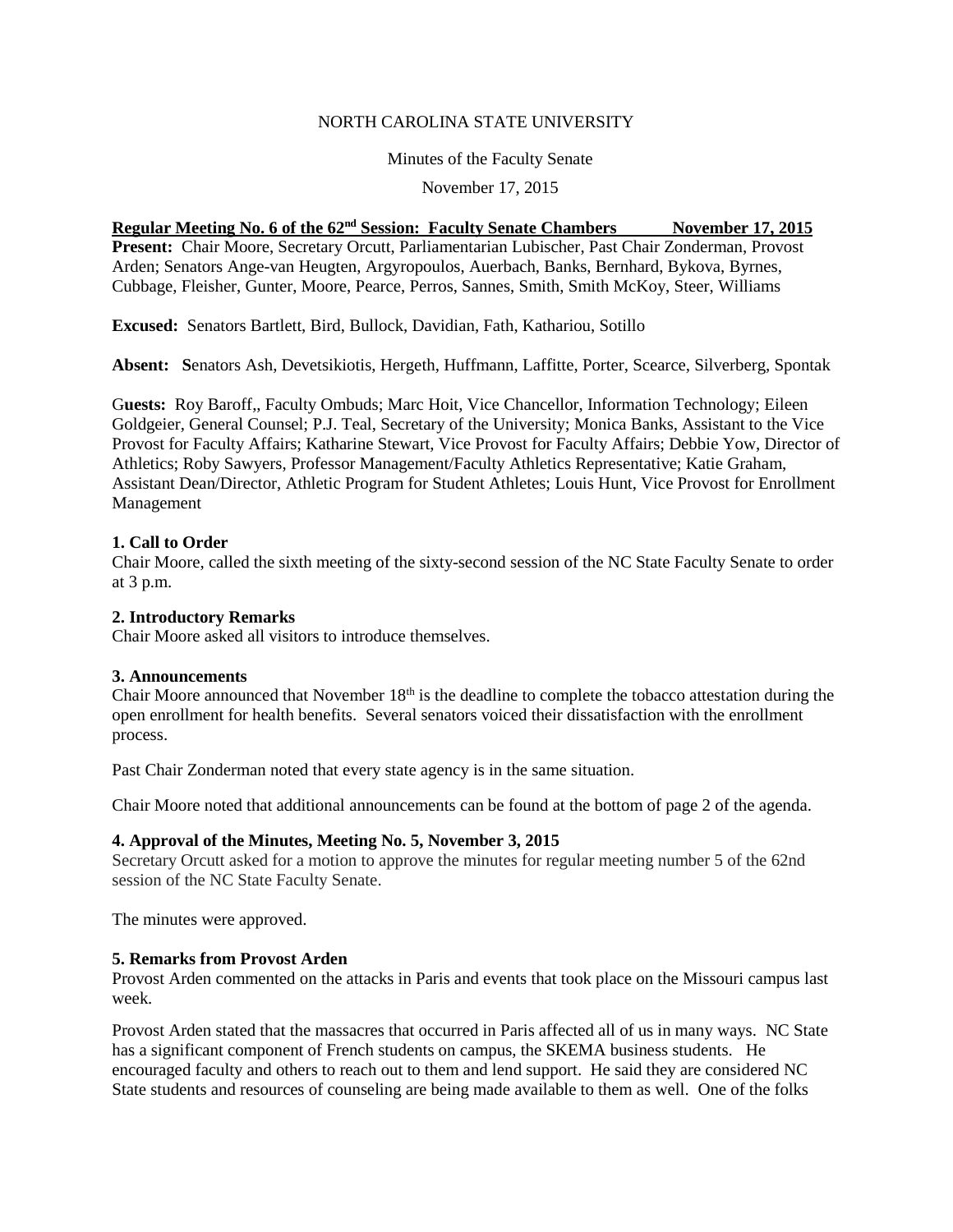NORTH CAROLINA STATE UNIVERSITY

Minutes of the Faculty Senate

November 17, 2015

**Regular Meeting No. 6 of the 62nd Session: Faculty Senate Chambers November 17, 2015**

**Present:** Chair Moore, Secretary Orcutt, Parliamentarian Lubischer, Past Chair Zonderman, Provost Arden; Senators Ange-van Heugten, Argyropoulos, Auerbach, Banks, Bernhard, Bykova, Byrnes, Cubbage, Fleisher, Gunter, Moore, Pearce, Perros, Sannes, Smith, Smith McKoy, Steer, Williams

**Excused:** Senators Bartlett, Bird, Bullock, Davidian, Fath, Kathariou, Sotillo

**Absent:** Senators Ash, Devetsikiotis, Hergeth, Huffmann, Laffitte, Porter, Scearce, Silverberg, Spontak

**Guests:** Roy Baroff,, Faculty Ombuds; Marc Hoit, Vice Chancellor, Information Technology; Eileen Goldgeier, General Counsel; P.J. Teal, Secretary of the University; Monica Banks, Assistant to the Vice Provost for Faculty Affairs; Katharine Stewart, Vice Provost for Faculty Affairs; Debbie Yow, Director of Athletics; Roby Sawyers, Professor Management/Faculty Athletics Representative; Katie Graham, Assistant Dean/Director, Athletic Program for Student Athletes; Louis Hunt, Vice Provost for Enrollment Management

**1. Call to Order**

Chair Moore, called the sixth meeting of the sixty-second session of the NC State Faculty Senate to order at 3 p.m.

**2. Introductory Remarks**

Chair Moore asked all visitors to introduce themselves.

**3. Announcements**

Chair Moore announced that November 18th is the deadline to complete the tobacco attestation during the open enrollment for health benefits. Several senators voiced their dissatisfaction with the enrollment process.

Past Chair Zonderman noted that every state agency is in the same situation.

Chair Moore noted that additional announcements can be found at the bottom of page 2 of the agenda.

**4. Approval of the Minutes, Meeting No. 5, November 3, 2015**

Secretary Orcutt asked for a motion to approve the minutes for regular meeting number 5 of the 62nd session of the NC State Faculty Senate.

The minutes were approved.

**5. Remarks from Provost Arden**

Provost Arden commented on the attacks in Paris and events that took place on the Missouri campus last week.

Provost Arden stated that the massacres that occurred in Paris affected all of us in many ways. NC State has a significant component of French students on campus, the SKEMA business students. He encouraged faculty and others to reach out to them and lend support. He said they are considered NC State students and resources of counseling are being made available to them as well. One of the folks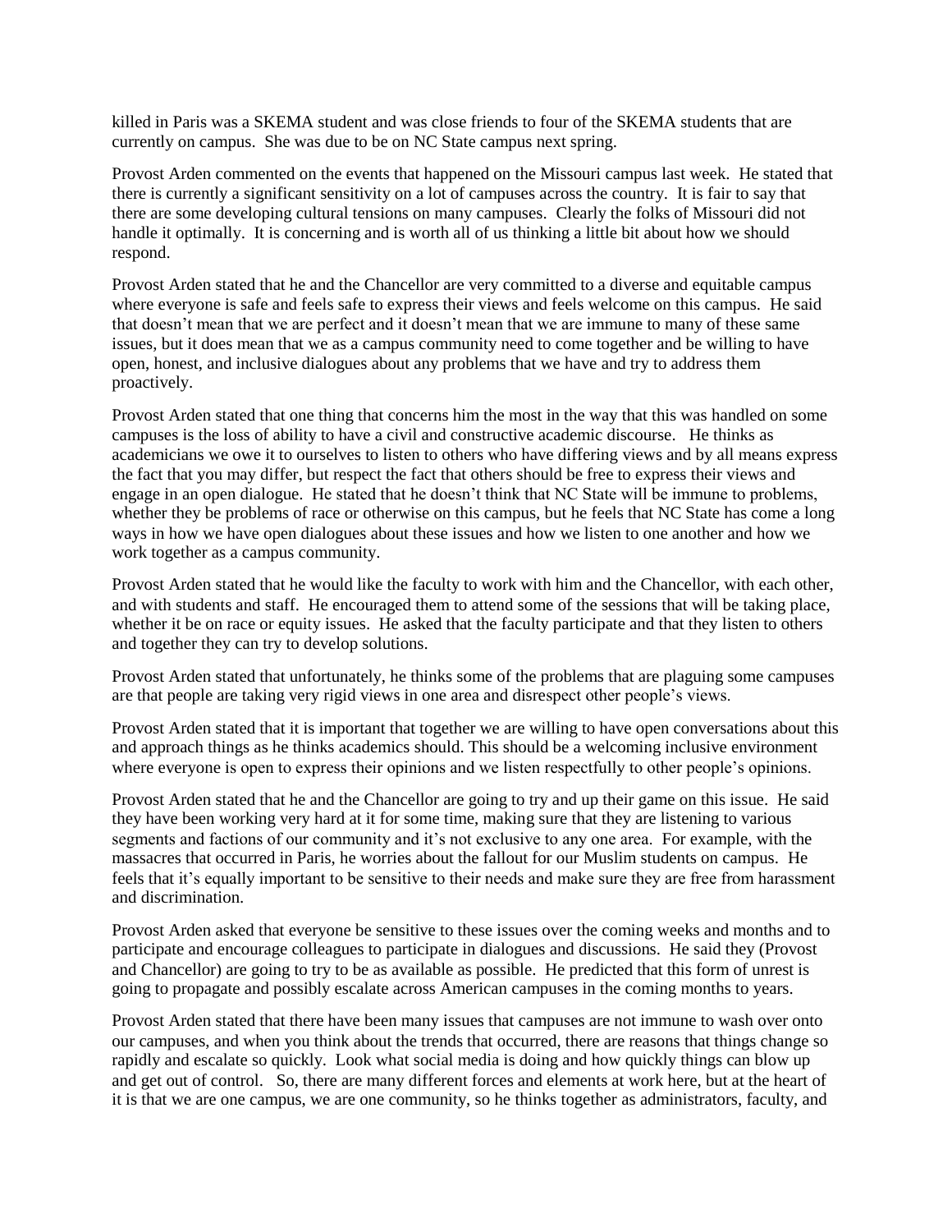killed in Paris was a SKEMA student and was close friends to four of the SKEMA students that are currently on campus. She was due to be on NC State campus next spring.

Provost Arden commented on the events that happened on the Missouri campus last week. He stated that there is currently a significant sensitivity on a lot of campuses across the country. It is fair to say that there are some developing cultural tensions on many campuses. Clearly the folks of Missouri did not handle it optimally. It is concerning and is worth all of us thinking a little bit about how we should respond.

Provost Arden stated that he and the Chancellor are very committed to a diverse and equitable campus where everyone is safe and feels safe to express their views and feels welcome on this campus. He said that doesn't mean that we are perfect and it doesn't mean that we are immune to many of these same issues, but it does mean that we as a campus community need to come together and be willing to have open, honest, and inclusive dialogues about any problems that we have and try to address them proactively.

Provost Arden stated that one thing that concerns him the most in the way that this was handled on some campuses is the loss of ability to have a civil and constructive academic discourse. He thinks as academicians we owe it to ourselves to listen to others who have differing views and by all means express the fact that you may differ, but respect the fact that others should be free to express their views and engage in an open dialogue. He stated that he doesn't think that NC State will be immune to problems, whether they be problems of race or otherwise on this campus, but he feels that NC State has come a long ways in how we have open dialogues about these issues and how we listen to one another and how we work together as a campus community.

Provost Arden stated that he would like the faculty to work with him and the Chancellor, with each other, and with students and staff. He encouraged them to attend some of the sessions that will be taking place, whether it be on race or equity issues. He asked that the faculty participate and that they listen to others and together they can try to develop solutions.

Provost Arden stated that unfortunately, he thinks some of the problems that are plaguing some campuses are that people are taking very rigid views in one area and disrespect other people's views.

Provost Arden stated that it is important that together we are willing to have open conversations about this and approach things as he thinks academics should. This should be a welcoming inclusive environment where everyone is open to express their opinions and we listen respectfully to other people's opinions.

Provost Arden stated that he and the Chancellor are going to try and up their game on this issue. He said they have been working very hard at it for some time, making sure that they are listening to various segments and factions of our community and it's not exclusive to any one area. For example, with the massacres that occurred in Paris, he worries about the fallout for our Muslim students on campus. He feels that it's equally important to be sensitive to their needs and make sure they are free from harassment and discrimination.

Provost Arden asked that everyone be sensitive to these issues over the coming weeks and months and to participate and encourage colleagues to participate in dialogues and discussions. He said they (Provost and Chancellor) are going to try to be as available as possible. He predicted that this form of unrest is going to propagate and possibly escalate across American campuses in the coming months to years.

Provost Arden stated that there have been many issues that campuses are not immune to wash over onto our campuses, and when you think about the trends that occurred, there are reasons that things change so rapidly and escalate so quickly. Look what social media is doing and how quickly things can blow up and get out of control. So, there are many different forces and elements at work here, but at the heart of it is that we are one campus, we are one community, so he thinks together as administrators, faculty, and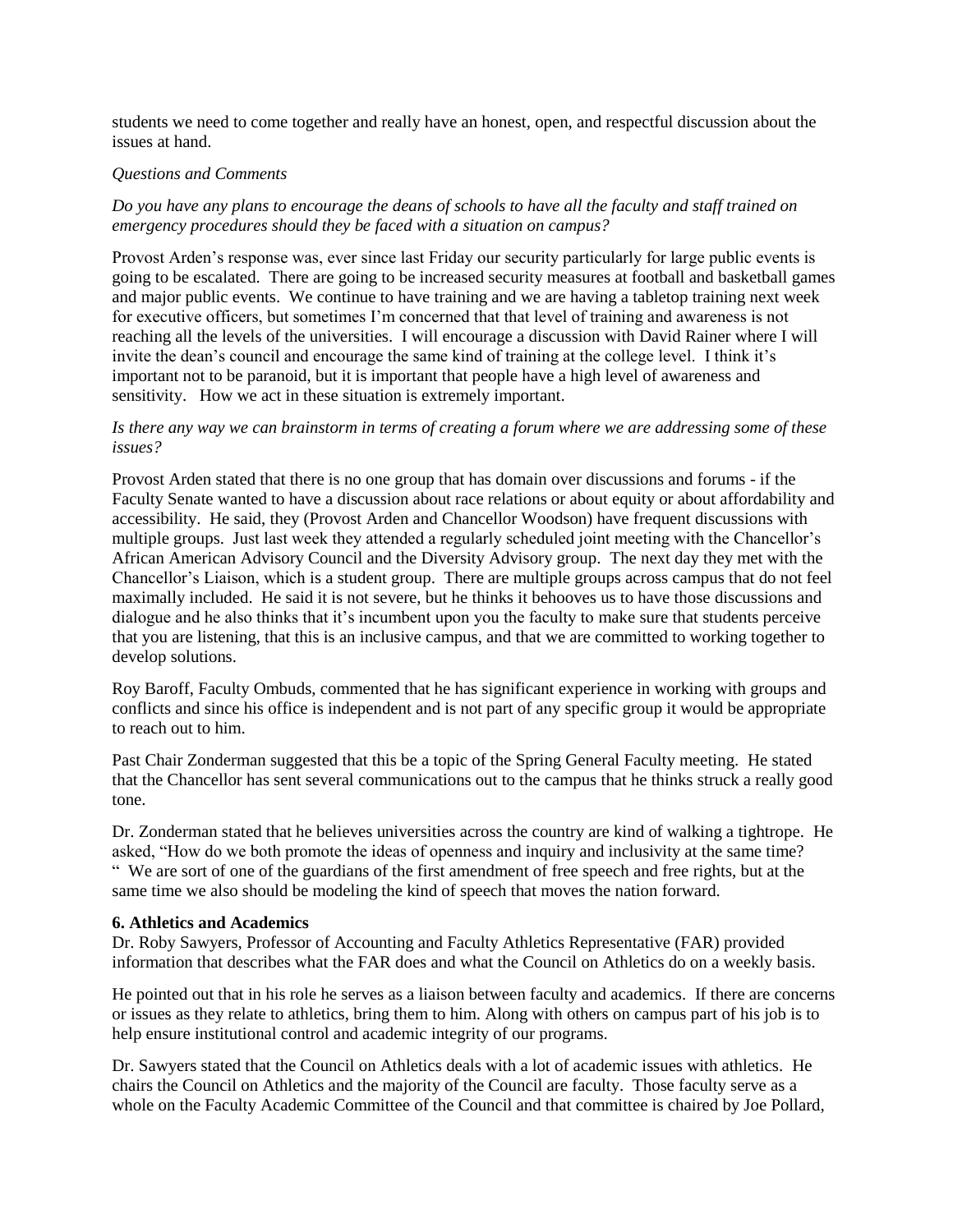students we need to come together and really have an honest, open, and respectful discussion about the issues at hand.

*Questions and Comments*

*Do you have any plans to encourage the deans of schools to have all the faculty and staff trained on emergency procedures should they be faced with a situation on campus?*

Provost Arden's response was, ever since last Friday our security particularly for large public events is going to be escalated. There are going to be increased security measures at football and basketball games and major public events. We continue to have training and we are having a tabletop training next week for executive officers, but sometimes I'm concerned that that level of training and awareness is not reaching all the levels of the universities. I will encourage a discussion with David Rainer where I will invite the dean's council and encourage the same kind of training at the college level. I think it's important not to be paranoid, but it is important that people have a high level of awareness and sensitivity. How we act in these situation is extremely important.

*Is there any way we can brainstorm in terms of creating a forum where we are addressing some of these issues?*

Provost Arden stated that there is no one group that has domain over discussions and forums - if the Faculty Senate wanted to have a discussion about race relations or about equity or about affordability and accessibility. He said, they (Provost Arden and Chancellor Woodson) have frequent discussions with multiple groups. Just last week they attended a regularly scheduled joint meeting with the Chancellor's African American Advisory Council and the Diversity Advisory group. The next day they met with the Chancellor's Liaison, which is a student group. There are multiple groups across campus that do not feel maximally included. He said it is not severe, but he thinks it behooves us to have those discussions and dialogue and he also thinks that it's incumbent upon you the faculty to make sure that students perceive that you are listening, that this is an inclusive campus, and that we are committed to working together to develop solutions.

Roy Baroff, Faculty Ombuds, commented that he has significant experience in working with groups and conflicts and since his office is independent and is not part of any specific group it would be appropriate to reach out to him.

Past Chair Zonderman suggested that this be a topic of the Spring General Faculty meeting. He stated that the Chancellor has sent several communications out to the campus that he thinks struck a really good tone.

Dr. Zonderman stated that he believes universities across the country are kind of walking a tightrope. He asked, "How do we both promote the ideas of openness and inquiry and inclusivity at the same time? " We are sort of one of the guardians of the first amendment of free speech and free rights, but at the same time we also should be modeling the kind of speech that moves the nation forward.

**6. Athletics and Academics**

Dr. Roby Sawyers, Professor of Accounting and Faculty Athletics Representative (FAR) provided information that describes what the FAR does and what the Council on Athletics do on a weekly basis.

He pointed out that in his role he serves as a liaison between faculty and academics. If there are concerns or issues as they relate to athletics, bring them to him. Along with others on campus part of his job is to help ensure institutional control and academic integrity of our programs.

Dr. Sawyers stated that the Council on Athletics deals with a lot of academic issues with athletics. He chairs the Council on Athletics and the majority of the Council are faculty. Those faculty serve as a whole on the Faculty Academic Committee of the Council and that committee is chaired by Joe Pollard,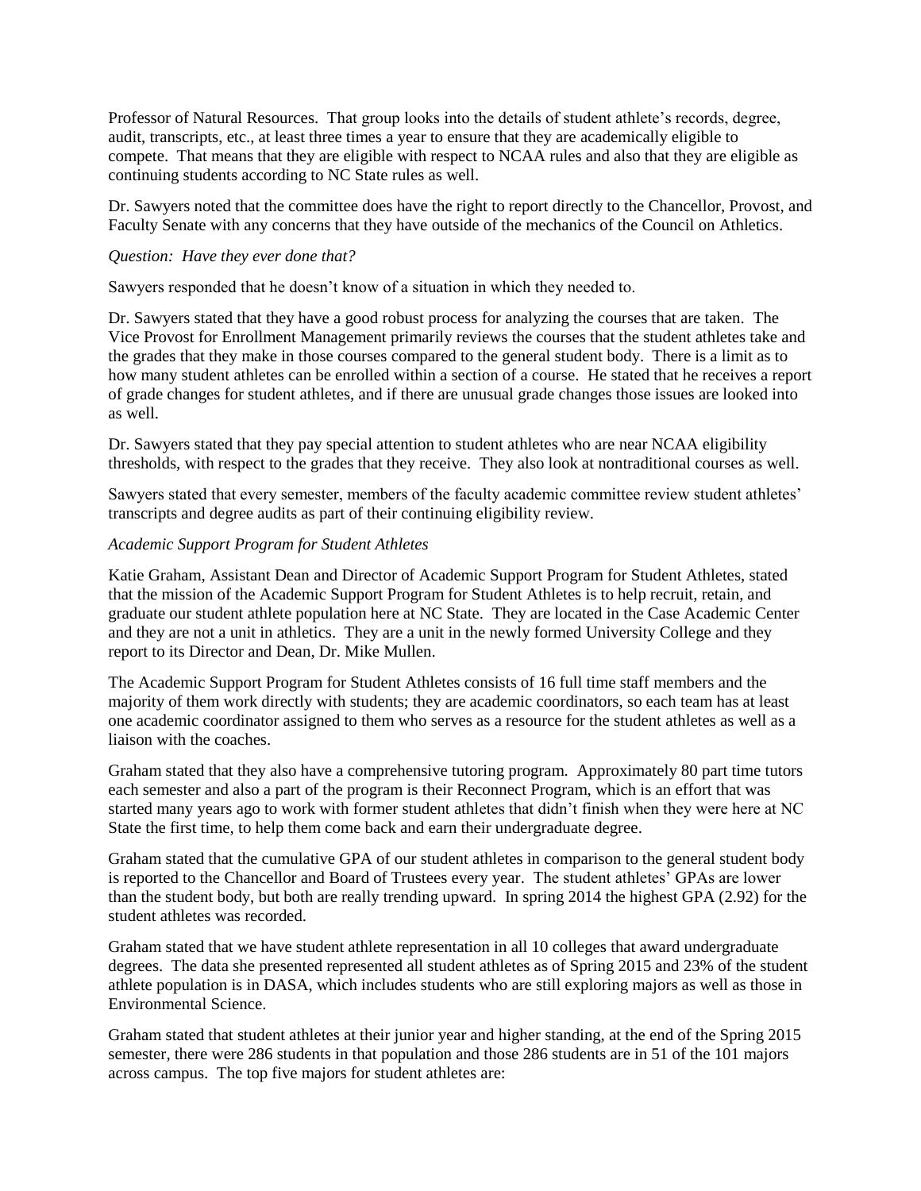Professor of Natural Resources. That group looks into the details of student athlete's records, degree, audit, transcripts, etc., at least three times a year to ensure that they are academically eligible to compete. That means that they are eligible with respect to NCAA rules and also that they are eligible as continuing students according to NC State rules as well.

Dr. Sawyers noted that the committee does have the right to report directly to the Chancellor, Provost, and Faculty Senate with any concerns that they have outside of the mechanics of the Council on Athletics.

*Question: Have they ever done that?*

Sawyers responded that he doesn't know of a situation in which they needed to.

Dr. Sawyers stated that they have a good robust process for analyzing the courses that are taken. The Vice Provost for Enrollment Management primarily reviews the courses that the student athletes take and the grades that they make in those courses compared to the general student body. There is a limit as to how many student athletes can be enrolled within a section of a course. He stated that he receives a report of grade changes for student athletes, and if there are unusual grade changes those issues are looked into as well.

Dr. Sawyers stated that they pay special attention to student athletes who are near NCAA eligibility thresholds, with respect to the grades that they receive. They also look at nontraditional courses as well.

Sawyers stated that every semester, members of the faculty academic committee review student athletes' transcripts and degree audits as part of their continuing eligibility review.

*Academic Support Program for Student Athletes*

Katie Graham, Assistant Dean and Director of Academic Support Program for Student Athletes, stated that the mission of the Academic Support Program for Student Athletes is to help recruit, retain, and graduate our student athlete population here at NC State. They are located in the Case Academic Center and they are not a unit in athletics. They are a unit in the newly formed University College and they report to its Director and Dean, Dr. Mike Mullen.

The Academic Support Program for Student Athletes consists of 16 full time staff members and the majority of them work directly with students; they are academic coordinators, so each team has at least one academic coordinator assigned to them who serves as a resource for the student athletes as well as a liaison with the coaches.

Graham stated that they also have a comprehensive tutoring program. Approximately 80 part time tutors each semester and also a part of the program is their Reconnect Program, which is an effort that was started many years ago to work with former student athletes that didn't finish when they were here at NC State the first time, to help them come back and earn their undergraduate degree.

Graham stated that the cumulative GPA of our student athletes in comparison to the general student body is reported to the Chancellor and Board of Trustees every year. The student athletes' GPAs are lower than the student body, but both are really trending upward. In spring 2014 the highest GPA (2.92) for the student athletes was recorded.

Graham stated that we have student athlete representation in all 10 colleges that award undergraduate degrees. The data she presented represented all student athletes as of Spring 2015 and 23% of the student athlete population is in DASA, which includes students who are still exploring majors as well as those in Environmental Science.

Graham stated that student athletes at their junior year and higher standing, at the end of the Spring 2015 semester, there were 286 students in that population and those 286 students are in 51 of the 101 majors across campus. The top five majors for student athletes are: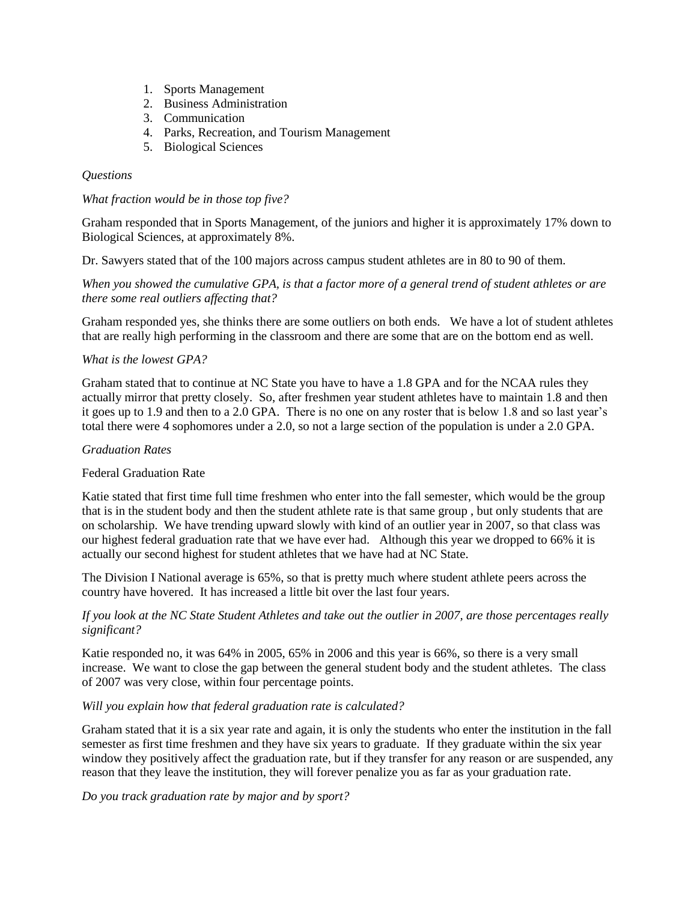1. Sports Management
2. Business Administration
3. Communication
4. Parks, Recreation, and Tourism Management
5. Biological Sciences

*Questions*

*What fraction would be in those top five?*

Graham responded that in Sports Management, of the juniors and higher it is approximately 17% down to Biological Sciences, at approximately 8%.

Dr. Sawyers stated that of the 100 majors across campus student athletes are in 80 to 90 of them.

*When you showed the cumulative GPA, is that a factor more of a general trend of student athletes or are there some real outliers affecting that?*

Graham responded yes, she thinks there are some outliers on both ends. We have a lot of student athletes that are really high performing in the classroom and there are some that are on the bottom end as well.

*What is the lowest GPA?*

Graham stated that to continue at NC State you have to have a 1.8 GPA and for the NCAA rules they actually mirror that pretty closely. So, after freshmen year student athletes have to maintain 1.8 and then it goes up to 1.9 and then to a 2.0 GPA. There is no one on any roster that is below 1.8 and so last year's total there were 4 sophomores under a 2.0, so not a large section of the population is under a 2.0 GPA.

*Graduation Rates*

Federal Graduation Rate

Katie stated that first time full time freshmen who enter into the fall semester, which would be the group that is in the student body and then the student athlete rate is that same group , but only students that are on scholarship. We have trending upward slowly with kind of an outlier year in 2007, so that class was our highest federal graduation rate that we have ever had. Although this year we dropped to 66% it is actually our second highest for student athletes that we have had at NC State.

The Division I National average is 65%, so that is pretty much where student athlete peers across the country have hovered. It has increased a little bit over the last four years.

*If you look at the NC State Student Athletes and take out the outlier in 2007, are those percentages really significant?*

Katie responded no, it was 64% in 2005, 65% in 2006 and this year is 66%, so there is a very small increase. We want to close the gap between the general student body and the student athletes. The class of 2007 was very close, within four percentage points.

*Will you explain how that federal graduation rate is calculated?*

Graham stated that it is a six year rate and again, it is only the students who enter the institution in the fall semester as first time freshmen and they have six years to graduate. If they graduate within the six year window they positively affect the graduation rate, but if they transfer for any reason or are suspended, any reason that they leave the institution, they will forever penalize you as far as your graduation rate.

*Do you track graduation rate by major and by sport?*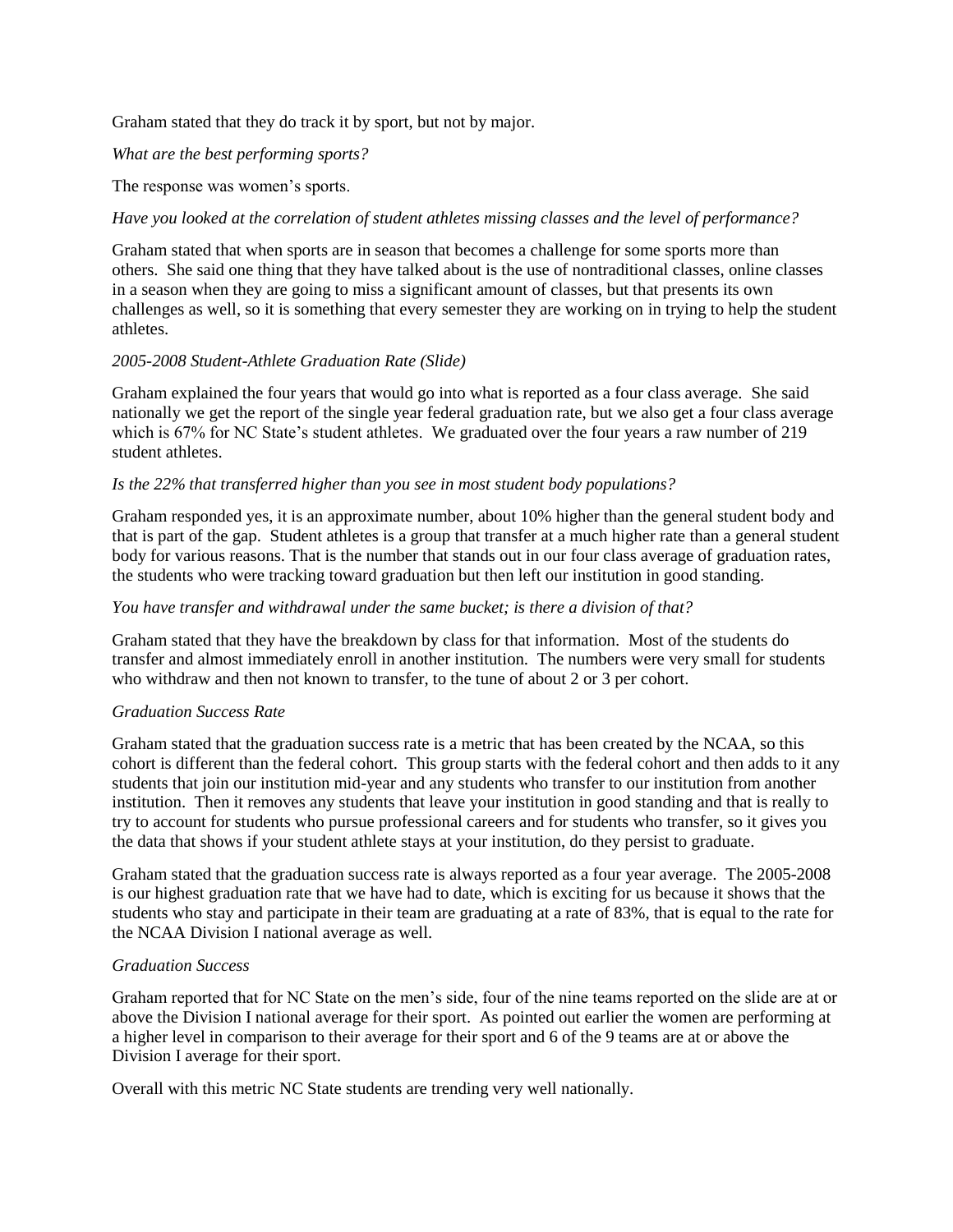Graham stated that they do track it by sport, but not by major.

*What are the best performing sports?*

The response was women's sports.

*Have you looked at the correlation of student athletes missing classes and the level of performance?*

Graham stated that when sports are in season that becomes a challenge for some sports more than others. She said one thing that they have talked about is the use of nontraditional classes, online classes in a season when they are going to miss a significant amount of classes, but that presents its own challenges as well, so it is something that every semester they are working on in trying to help the student athletes.

*2005-2008 Student-Athlete Graduation Rate (Slide)*

Graham explained the four years that would go into what is reported as a four class average. She said nationally we get the report of the single year federal graduation rate, but we also get a four class average which is 67% for NC State's student athletes. We graduated over the four years a raw number of 219 student athletes.

*Is the 22% that transferred higher than you see in most student body populations?*

Graham responded yes, it is an approximate number, about 10% higher than the general student body and that is part of the gap. Student athletes is a group that transfer at a much higher rate than a general student body for various reasons. That is the number that stands out in our four class average of graduation rates, the students who were tracking toward graduation but then left our institution in good standing.

*You have transfer and withdrawal under the same bucket; is there a division of that?*

Graham stated that they have the breakdown by class for that information. Most of the students do transfer and almost immediately enroll in another institution. The numbers were very small for students who withdraw and then not known to transfer, to the tune of about 2 or 3 per cohort.

*Graduation Success Rate*

Graham stated that the graduation success rate is a metric that has been created by the NCAA, so this cohort is different than the federal cohort. This group starts with the federal cohort and then adds to it any students that join our institution mid-year and any students who transfer to our institution from another institution. Then it removes any students that leave your institution in good standing and that is really to try to account for students who pursue professional careers and for students who transfer, so it gives you the data that shows if your student athlete stays at your institution, do they persist to graduate.

Graham stated that the graduation success rate is always reported as a four year average. The 2005-2008 is our highest graduation rate that we have had to date, which is exciting for us because it shows that the students who stay and participate in their team are graduating at a rate of 83%, that is equal to the rate for the NCAA Division I national average as well.

*Graduation Success*

Graham reported that for NC State on the men's side, four of the nine teams reported on the slide are at or above the Division I national average for their sport. As pointed out earlier the women are performing at a higher level in comparison to their average for their sport and 6 of the 9 teams are at or above the Division I average for their sport.

Overall with this metric NC State students are trending very well nationally.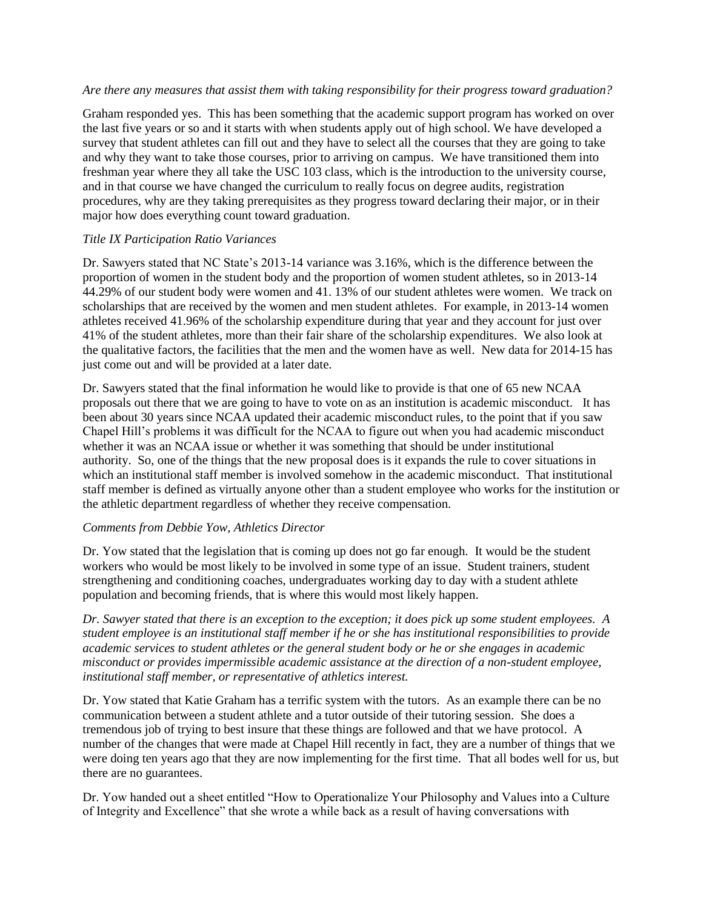*Are there any measures that assist them with taking responsibility for their progress toward graduation?*

Graham responded yes. This has been something that the academic support program has worked on over the last five years or so and it starts with when students apply out of high school. We have developed a survey that student athletes can fill out and they have to select all the courses that they are going to take and why they want to take those courses, prior to arriving on campus. We have transitioned them into freshman year where they all take the USC 103 class, which is the introduction to the university course, and in that course we have changed the curriculum to really focus on degree audits, registration procedures, why are they taking prerequisites as they progress toward declaring their major, or in their major how does everything count toward graduation.

*Title IX Participation Ratio Variances*

Dr. Sawyers stated that NC State's 2013-14 variance was 3.16%, which is the difference between the proportion of women in the student body and the proportion of women student athletes, so in 2013-14 44.29% of our student body were women and 41. 13% of our student athletes were women. We track on scholarships that are received by the women and men student athletes. For example, in 2013-14 women athletes received 41.96% of the scholarship expenditure during that year and they account for just over 41% of the student athletes, more than their fair share of the scholarship expenditures. We also look at the qualitative factors, the facilities that the men and the women have as well. New data for 2014-15 has just come out and will be provided at a later date.

Dr. Sawyers stated that the final information he would like to provide is that one of 65 new NCAA proposals out there that we are going to have to vote on as an institution is academic misconduct. It has been about 30 years since NCAA updated their academic misconduct rules, to the point that if you saw Chapel Hill's problems it was difficult for the NCAA to figure out when you had academic misconduct whether it was an NCAA issue or whether it was something that should be under institutional authority. So, one of the things that the new proposal does is it expands the rule to cover situations in which an institutional staff member is involved somehow in the academic misconduct. That institutional staff member is defined as virtually anyone other than a student employee who works for the institution or the athletic department regardless of whether they receive compensation.

*Comments from Debbie Yow, Athletics Director*

Dr. Yow stated that the legislation that is coming up does not go far enough. It would be the student workers who would be most likely to be involved in some type of an issue. Student trainers, student strengthening and conditioning coaches, undergraduates working day to day with a student athlete population and becoming friends, that is where this would most likely happen.

*Dr. Sawyer stated that there is an exception to the exception; it does pick up some student employees. A student employee is an institutional staff member if he or she has institutional responsibilities to provide academic services to student athletes or the general student body or he or she engages in academic misconduct or provides impermissible academic assistance at the direction of a non-student employee, institutional staff member, or representative of athletics interest.*

Dr. Yow stated that Katie Graham has a terrific system with the tutors. As an example there can be no communication between a student athlete and a tutor outside of their tutoring session. She does a tremendous job of trying to best insure that these things are followed and that we have protocol. A number of the changes that were made at Chapel Hill recently in fact, they are a number of things that we were doing ten years ago that they are now implementing for the first time. That all bodes well for us, but there are no guarantees.

Dr. Yow handed out a sheet entitled "How to Operationalize Your Philosophy and Values into a Culture of Integrity and Excellence" that she wrote a while back as a result of having conversations with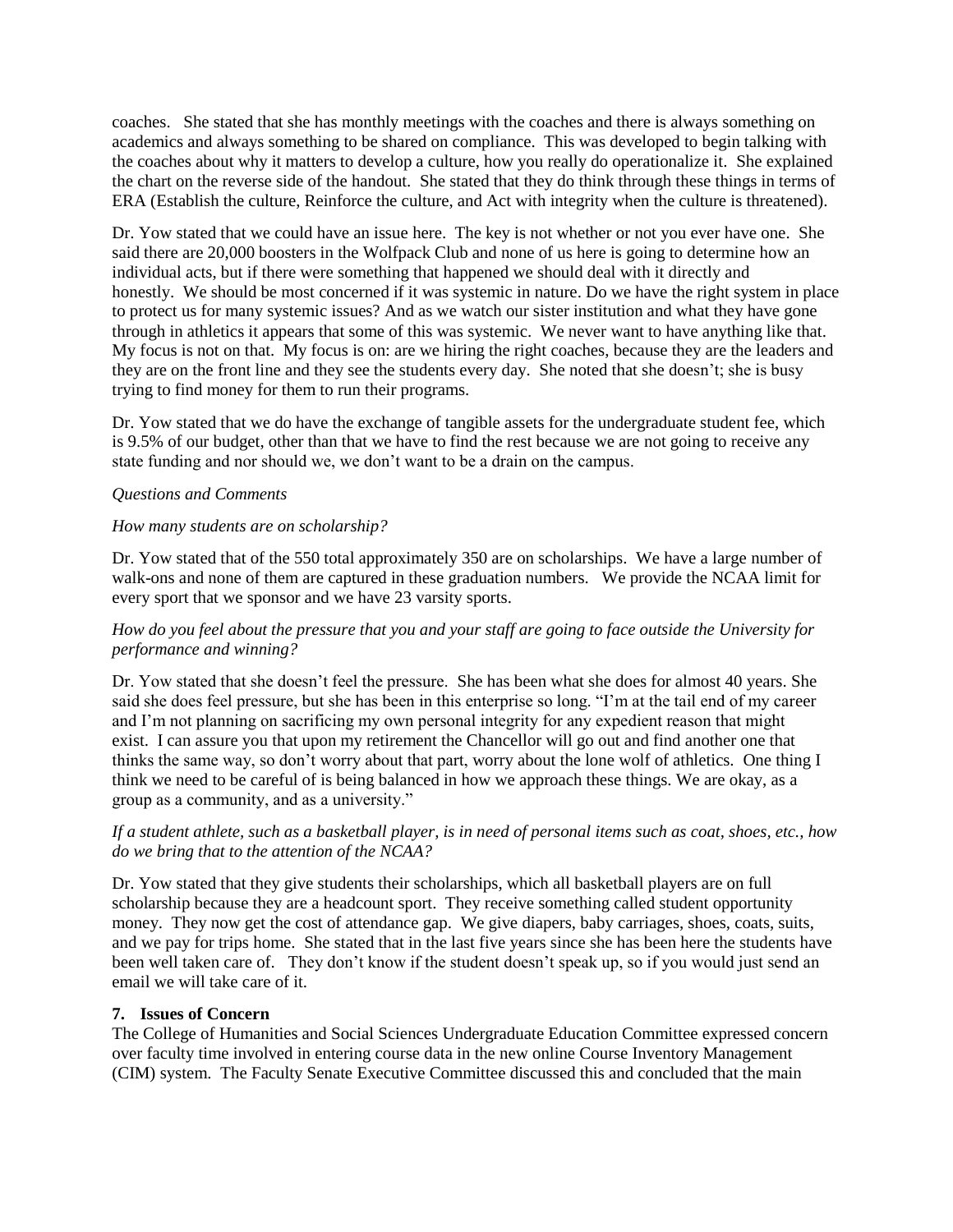coaches. She stated that she has monthly meetings with the coaches and there is always something on academics and always something to be shared on compliance. This was developed to begin talking with the coaches about why it matters to develop a culture, how you really do operationalize it. She explained the chart on the reverse side of the handout. She stated that they do think through these things in terms of ERA (Establish the culture, Reinforce the culture, and Act with integrity when the culture is threatened).

Dr. Yow stated that we could have an issue here. The key is not whether or not you ever have one. She said there are 20,000 boosters in the Wolfpack Club and none of us here is going to determine how an individual acts, but if there were something that happened we should deal with it directly and honestly. We should be most concerned if it was systemic in nature. Do we have the right system in place to protect us for many systemic issues? And as we watch our sister institution and what they have gone through in athletics it appears that some of this was systemic. We never want to have anything like that. My focus is not on that. My focus is on: are we hiring the right coaches, because they are the leaders and they are on the front line and they see the students every day. She noted that she doesn't; she is busy trying to find money for them to run their programs.

Dr. Yow stated that we do have the exchange of tangible assets for the undergraduate student fee, which is 9.5% of our budget, other than that we have to find the rest because we are not going to receive any state funding and nor should we, we don't want to be a drain on the campus.

*Questions and Comments*

*How many students are on scholarship?*

Dr. Yow stated that of the 550 total approximately 350 are on scholarships. We have a large number of walk-ons and none of them are captured in these graduation numbers. We provide the NCAA limit for every sport that we sponsor and we have 23 varsity sports.

*How do you feel about the pressure that you and your staff are going to face outside the University for performance and winning?*

Dr. Yow stated that she doesn't feel the pressure. She has been what she does for almost 40 years. She said she does feel pressure, but she has been in this enterprise so long. "I'm at the tail end of my career and I'm not planning on sacrificing my own personal integrity for any expedient reason that might exist. I can assure you that upon my retirement the Chancellor will go out and find another one that thinks the same way, so don't worry about that part, worry about the lone wolf of athletics. One thing I think we need to be careful of is being balanced in how we approach these things. We are okay, as a group as a community, and as a university."

*If a student athlete, such as a basketball player, is in need of personal items such as coat, shoes, etc., how do we bring that to the attention of the NCAA?*

Dr. Yow stated that they give students their scholarships, which all basketball players are on full scholarship because they are a headcount sport. They receive something called student opportunity money. They now get the cost of attendance gap. We give diapers, baby carriages, shoes, coats, suits, and we pay for trips home. She stated that in the last five years since she has been here the students have been well taken care of. They don't know if the student doesn't speak up, so if you would just send an email we will take care of it.

**7. Issues of Concern**

The College of Humanities and Social Sciences Undergraduate Education Committee expressed concern over faculty time involved in entering course data in the new online Course Inventory Management (CIM) system. The Faculty Senate Executive Committee discussed this and concluded that the main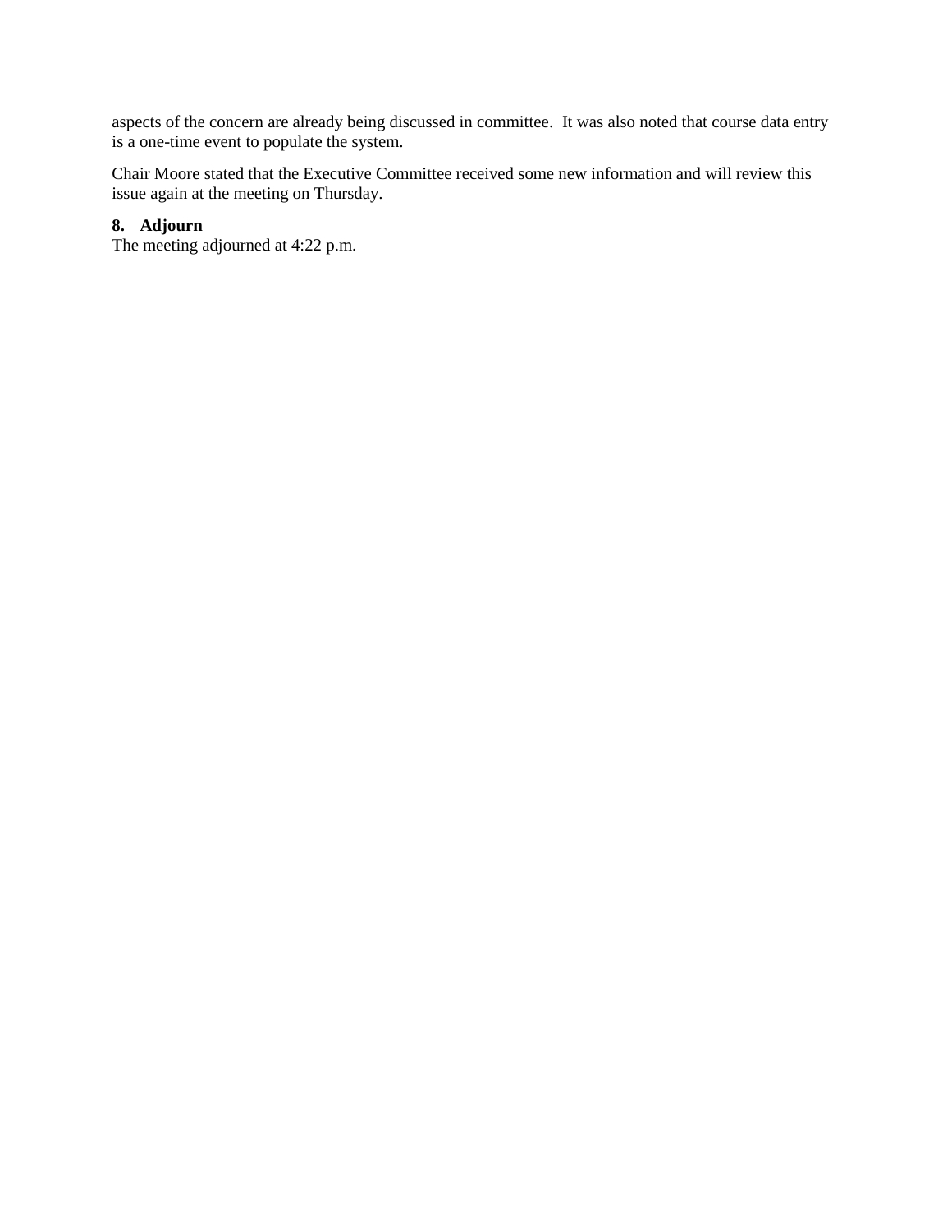aspects of the concern are already being discussed in committee.  It was also noted that course data entry is a one-time event to populate the system.

Chair Moore stated that the Executive Committee received some new information and will review this issue again at the meeting on Thursday.

**8. Adjourn**

The meeting adjourned at 4:22 p.m.